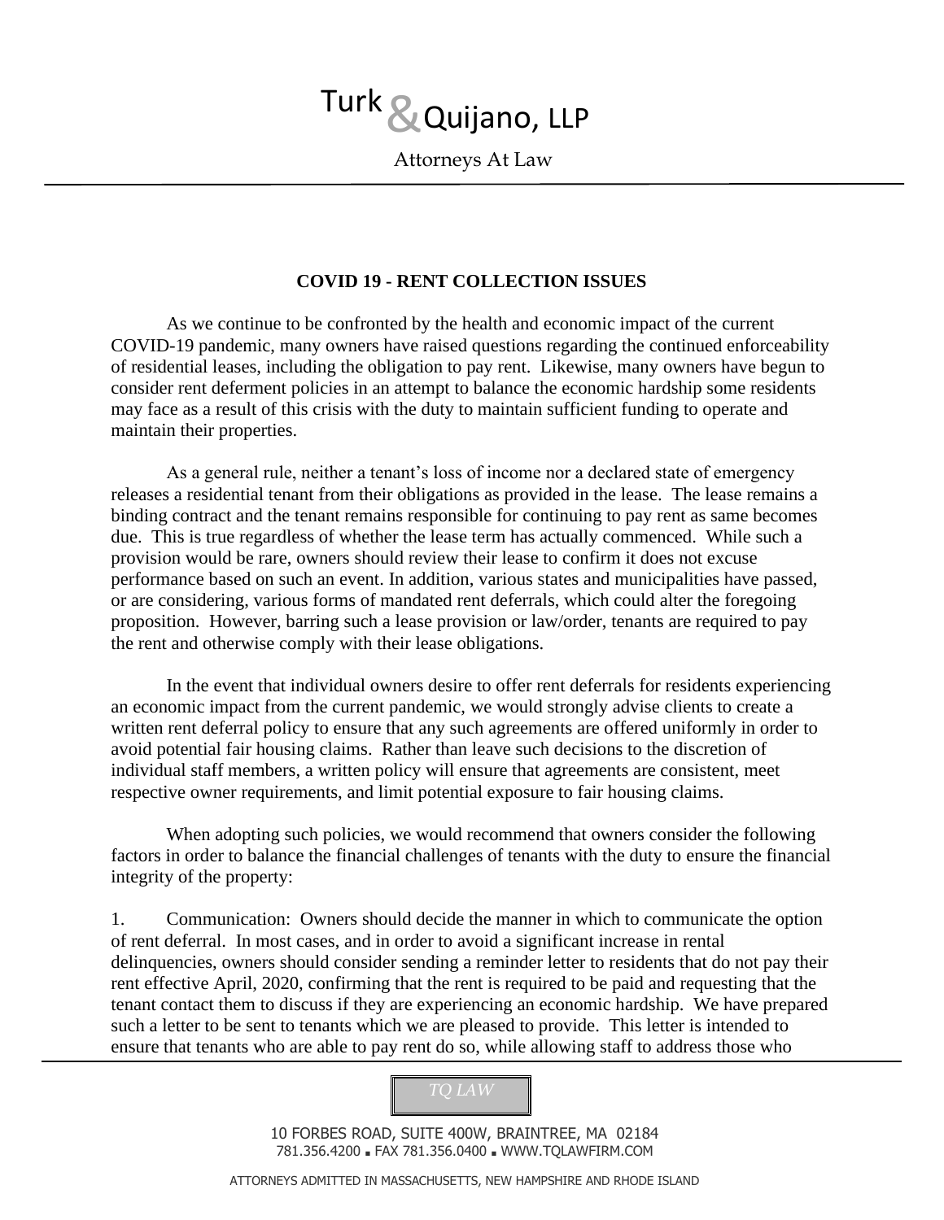# Turk & Quijano, LLP

Attorneys At Law

## COVID 19 - RENT COLLECTION ISSUES

As we continue to be confronted by the health and economic impact of the current COVID-19 pandemic, many owners have raised questions regarding the continued enforceability of residential leases, including the obligation to pay rent. Likewise, many owners have begun to consider rent deferment policies in an attempt to balance the economic hardship some residents may face as a result of this crisis with the duty to maintain sufficient funding to operate and maintain their properties.

As a general rule, neither a tenant's loss of income nor a declared state of emergency releases a residential tenant from their obligations as provided in the lease. The lease remains a binding contract and the tenant remains responsible for continuing to pay rent as same becomes due. This is true regardless of whether the lease term has actually commenced. While such a provision would be rare, owners should review their lease to confirm it does not excuse performance based on such an event. In addition, various states and municipalities have passed, or are considering, various forms of mandated rent deferrals, which could alter the foregoing proposition. However, barring such a lease provision or law/order, tenants are required to pay the rent and otherwise comply with their lease obligations.

In the event that individual owners desire to offer rent deferrals for residents experiencing an economic impact from the current pandemic, we would strongly advise clients to create a written rent deferral policy to ensure that any such agreements are offered uniformly in order to avoid potential fair housing claims. Rather than leave such decisions to the discretion of individual staff members, a written policy will ensure that agreements are consistent, meet respective owner requirements, and limit potential exposure to fair housing claims.

When adopting such policies, we would recommend that owners consider the following factors in order to balance the financial challenges of tenants with the duty to ensure the financial integrity of the property:

1. Communication: Owners should decide the manner in which to communicate the option of rent deferral. In most cases, and in order to avoid a significant increase in rental delinquencies, owners should consider sending a reminder letter to residents that do not pay their rent effective April, 2020, confirming that the rent is required to be paid and requesting that the tenant contact them to discuss if they are experiencing an economic hardship. We have prepared such a letter to be sent to tenants which we are pleased to provide. This letter is intended to ensure that tenants who are able to pay rent do so, while allowing staff to address those who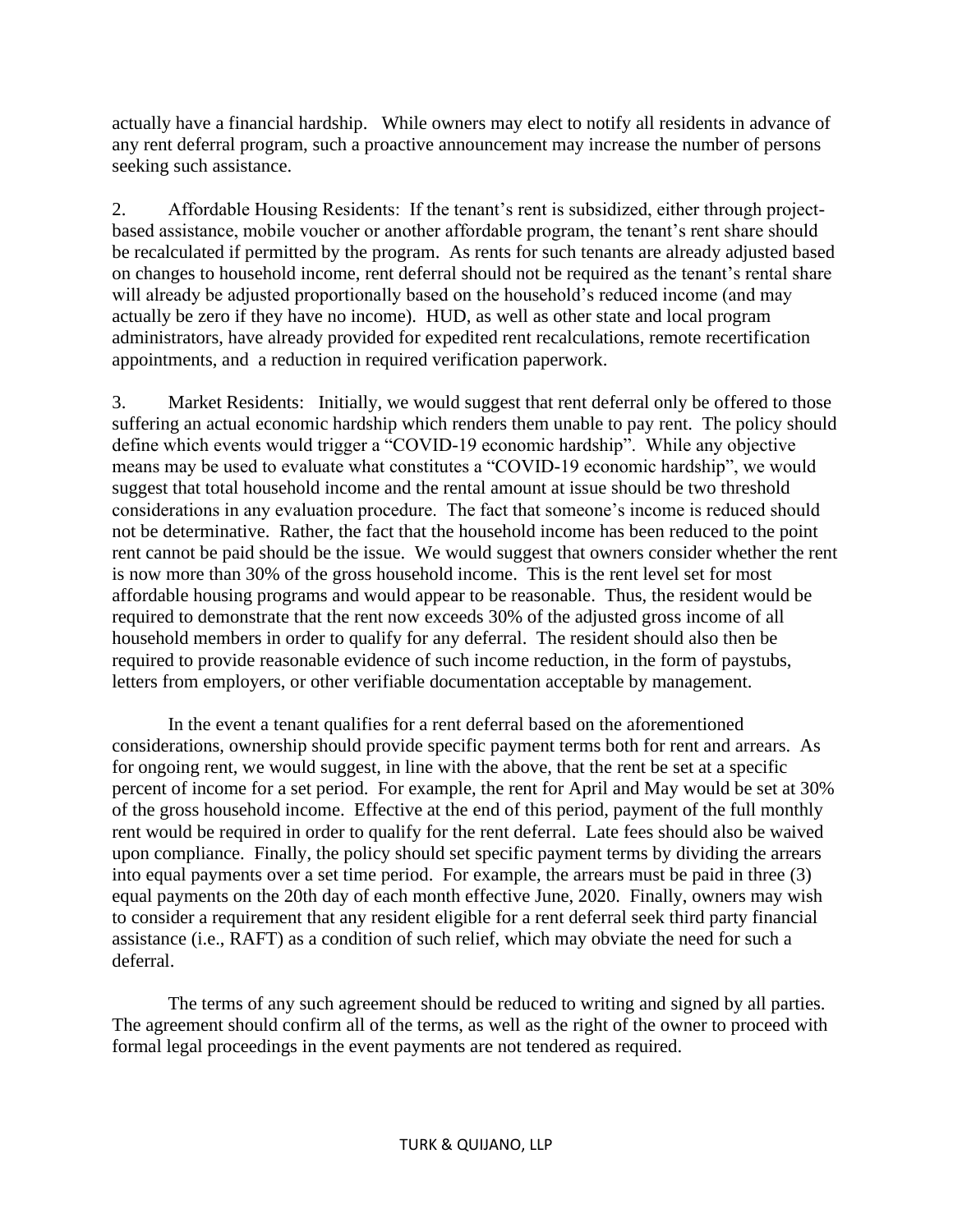actually have a financial hardship. While owners may elect to notify all residents in advance of any rent deferral program, such a proactive announcement may increase the number of persons seeking such assistance.

2. Affordable Housing Residents: If the tenant's rent is subsidized, either through project-based assistance, mobile voucher or another affordable program, the tenant's rent share should be recalculated if permitted by the program. As rents for such tenants are already adjusted based on changes to household income, rent deferral should not be required as the tenant's rental share will already be adjusted proportionally based on the household's reduced income (and may actually be zero if they have no income). HUD, as well as other state and local program administrators, have already provided for expedited rent recalculations, remote recertification appointments, and a reduction in required verification paperwork.

3. Market Residents: Initially, we would suggest that rent deferral only be offered to those suffering an actual economic hardship which renders them unable to pay rent. The policy should define which events would trigger a "COVID-19 economic hardship". While any objective means may be used to evaluate what constitutes a "COVID-19 economic hardship", we would suggest that total household income and the rental amount at issue should be two threshold considerations in any evaluation procedure. The fact that someone's income is reduced should not be determinative. Rather, the fact that the household income has been reduced to the point rent cannot be paid should be the issue. We would suggest that owners consider whether the rent is now more than 30% of the gross household income. This is the rent level set for most affordable housing programs and would appear to be reasonable. Thus, the resident would be required to demonstrate that the rent now exceeds 30% of the adjusted gross income of all household members in order to qualify for any deferral. The resident should also then be required to provide reasonable evidence of such income reduction, in the form of paystubs, letters from employers, or other verifiable documentation acceptable by management.

In the event a tenant qualifies for a rent deferral based on the aforementioned considerations, ownership should provide specific payment terms both for rent and arrears. As for ongoing rent, we would suggest, in line with the above, that the rent be set at a specific percent of income for a set period. For example, the rent for April and May would be set at 30% of the gross household income. Effective at the end of this period, payment of the full monthly rent would be required in order to qualify for the rent deferral. Late fees should also be waived upon compliance. Finally, the policy should set specific payment terms by dividing the arrears into equal payments over a set time period. For example, the arrears must be paid in three (3) equal payments on the 20th day of each month effective June, 2020. Finally, owners may wish to consider a requirement that any resident eligible for a rent deferral seek third party financial assistance (i.e., RAFT) as a condition of such relief, which may obviate the need for such a deferral.

The terms of any such agreement should be reduced to writing and signed by all parties. The agreement should confirm all of the terms, as well as the right of the owner to proceed with formal legal proceedings in the event payments are not tendered as required.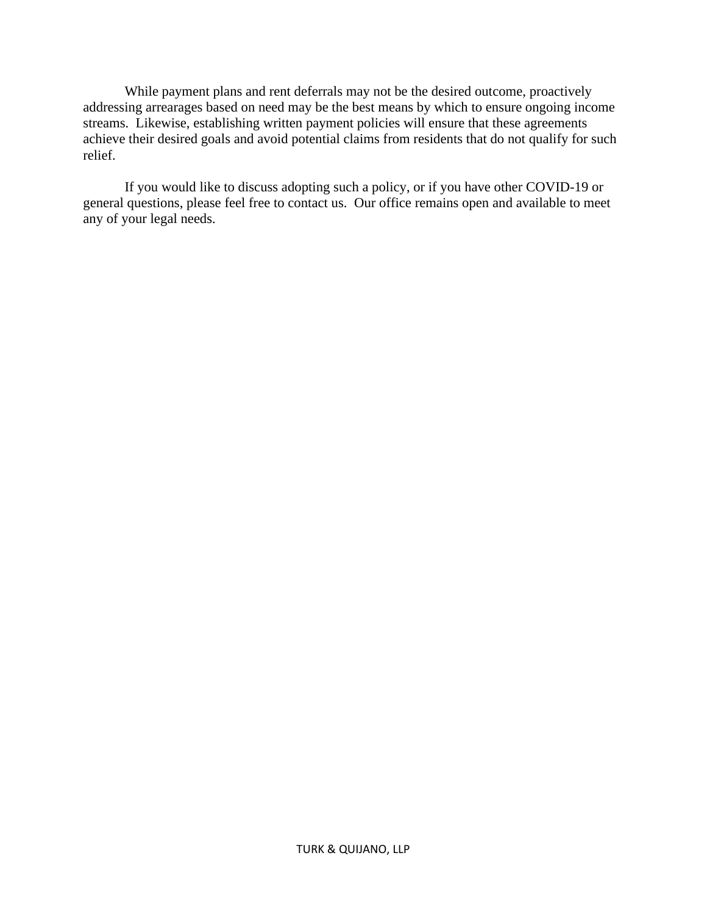While payment plans and rent deferrals may not be the desired outcome, proactively addressing arrearages based on need may be the best means by which to ensure ongoing income streams. Likewise, establishing written payment policies will ensure that these agreements achieve their desired goals and avoid potential claims from residents that do not qualify for such relief.

If you would like to discuss adopting such a policy, or if you have other COVID-19 or general questions, please feel free to contact us. Our office remains open and available to meet any of your legal needs.